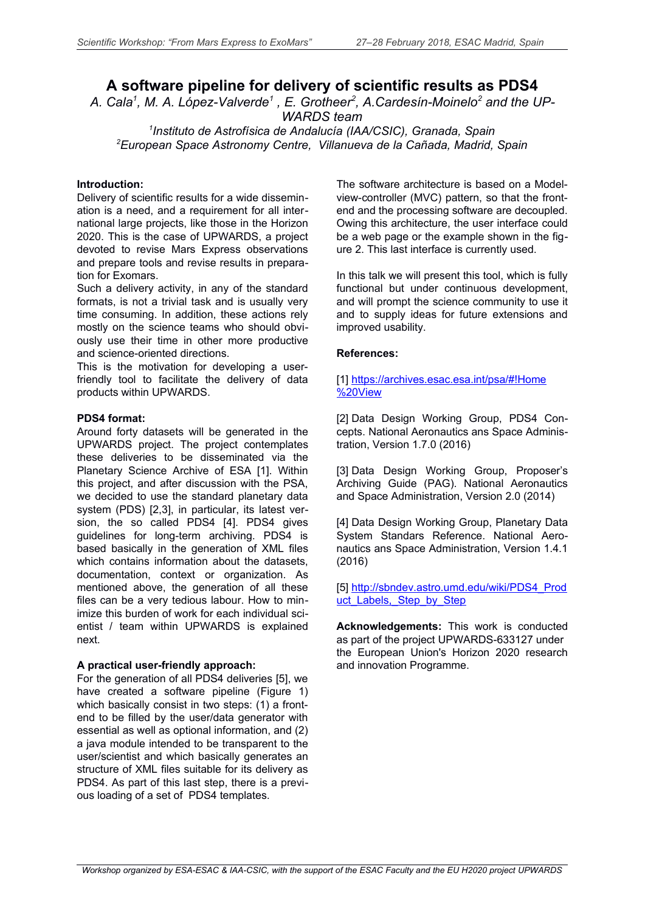# A software pipeline for delivery of scientific results as PDS4

*A. Cala[1], M. A. López-Valverde[1], E. Grotheer[2], A.Cardesín-Moinelo[2] and the UPWARDS team*

*[1]Instituto de Astrofísica de Andalucía (IAA/CSIC), Granada, Spain*
*[2]European Space Astronomy Centre, Villanueva de la Cañada, Madrid, Spain*

**Introduction:**
Delivery of scientific results for a wide dissemination is a need, and a requirement for all international large projects, like those in the Horizon 2020. This is the case of UPWARDS, a project devoted to revise Mars Express observations and prepare tools and revise results in preparation for Exomars.
Such a delivery activity, in any of the standard formats, is not a trivial task and is usually very time consuming. In addition, these actions rely mostly on the science teams who should obviously use their time in other more productive and science-oriented directions.
This is the motivation for developing a user-friendly tool to facilitate the delivery of data products within UPWARDS.

**PDS4 format:**
Around forty datasets will be generated in the UPWARDS project. The project contemplates these deliveries to be disseminated via the Planetary Science Archive of ESA [1]. Within this project, and after discussion with the PSA, we decided to use the standard planetary data system (PDS) [2,3], in particular, its latest version, the so called PDS4 [4]. PDS4 gives guidelines for long-term archiving. PDS4 is based basically in the generation of XML files which contains information about the datasets, documentation, context or organization. As mentioned above, the generation of all these files can be a very tedious labour. How to minimize this burden of work for each individual scientist / team within UPWARDS is explained next.

**A practical user-friendly approach:**
For the generation of all PDS4 deliveries [5], we have created a software pipeline (Figure 1) which basically consist in two steps: (1) a front-end to be filled by the user/data generator with essential as well as optional information, and (2) a java module intended to be transparent to the user/scientist and which basically generates an structure of XML files suitable for its delivery as PDS4. As part of this last step, there is a previous loading of a set of PDS4 templates.

The software architecture is based on a Model-view-controller (MVC) pattern, so that the front-end and the processing software are decoupled. Owing this architecture, the user interface could be a web page or the example shown in the figure 2. This last interface is currently used.

In this talk we will present this tool, which is fully functional but under continuous development, and will prompt the science community to use it and to supply ideas for future extensions and improved usability.

**References:**

[1] https://archives.esac.esa.int/psa/#!Home%20View

[2] Data Design Working Group, PDS4 Concepts. National Aeronautics ans Space Administration, Version 1.7.0 (2016)

[3] Data Design Working Group, Proposer's Archiving Guide (PAG). National Aeronautics and Space Administration, Version 2.0 (2014)

[4] Data Design Working Group, Planetary Data System Standards Reference. National Aeronautics ans Space Administration, Version 1.4.1 (2016)

[5] http://sbndev.astro.umd.edu/wiki/PDS4_Product_Labels,_Step_by_Step

**Acknowledgements:** This work is conducted as part of the project UPWARDS-633127 under the European Union's Horizon 2020 research and innovation Programme.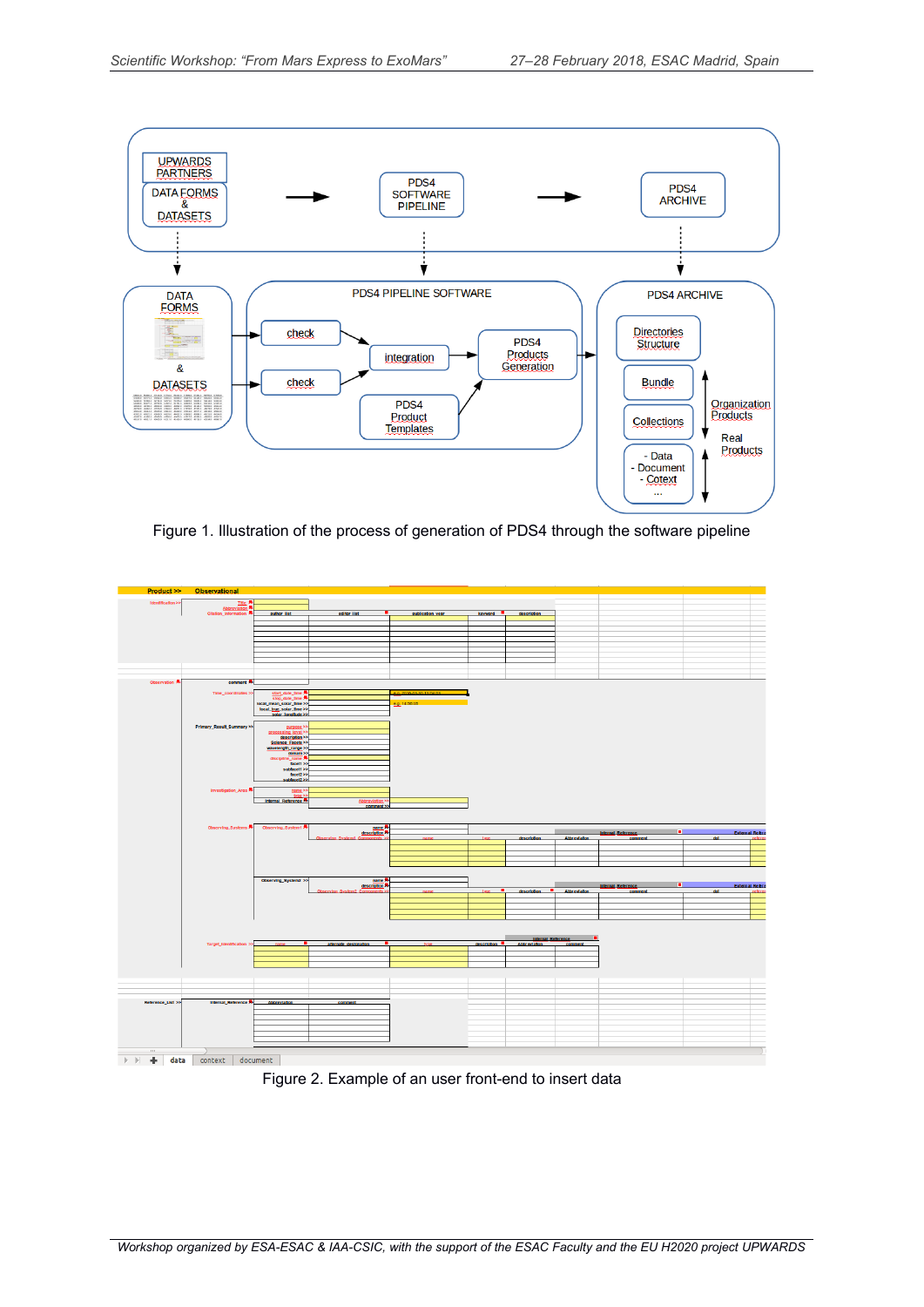UPWARDS PARTNERS

DATA FORMS & DATASETS

PDS4 SOFTWARE PIPELINE

PDS4 ARCHIVE

DATA FORMS

&

DATASETS

PDS4 PIPELINE SOFTWARE

check

check

integration

PDS4 Products Generation

PDS4 Product Templates

PDS4 ARCHIVE

Directories Structure

Bundle

Collections

- Data
- Document
- Cotext
...

Organization Products

Real Products

Figure 1. Illustration of the process of generation of PDS4 through the software pipeline

Figure 2. Example of an user front-end to insert data